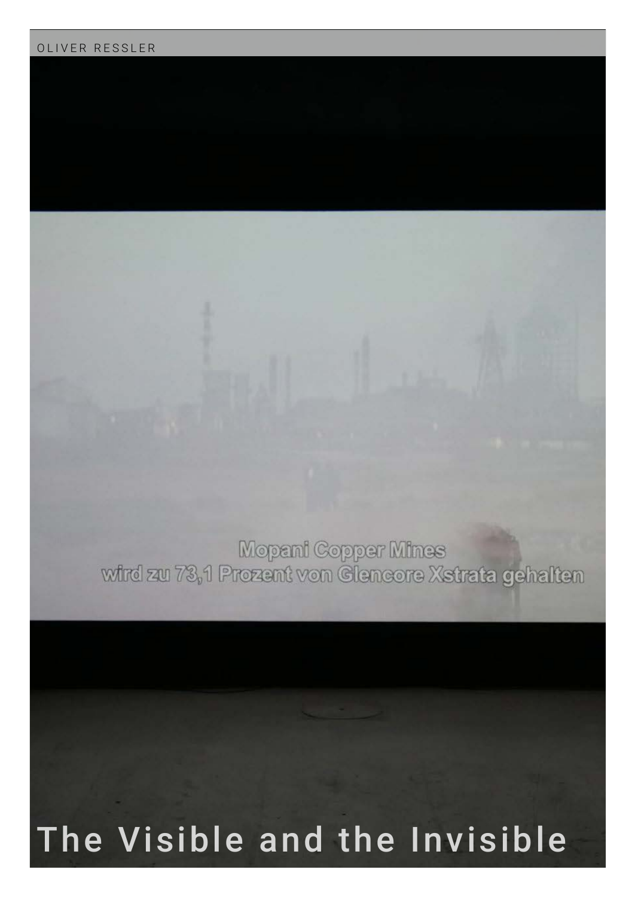OLIVER RESSLER

Mopani Copper Mines
wird zu 73,1 Prozent von Glencore Xstrata gehalten

# The Visible and the Invisible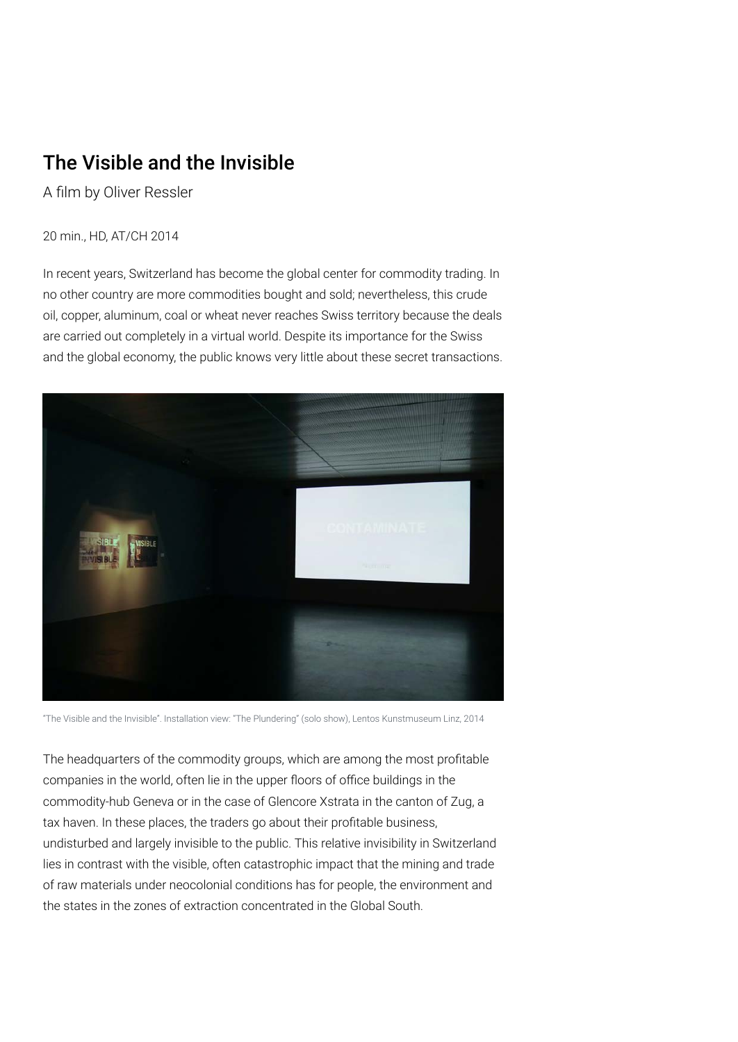# The Visible and the Invisible

A film by Oliver Ressler

20 min., HD, AT/CH 2014

In recent years, Switzerland has become the global center for commodity trading. In no other country are more commodities bought and sold; nevertheless, this crude oil, copper, aluminum, coal or wheat never reaches Swiss territory because the deals are carried out completely in a virtual world. Despite its importance for the Swiss and the global economy, the public knows very little about these secret transactions.

"The Visible and the Invisible". Installation view: "The Plundering" (solo show), Lentos Kunstmuseum Linz, 2014

The headquarters of the commodity groups, which are among the most profitable companies in the world, often lie in the upper floors of office buildings in the commodity-hub Geneva or in the case of Glencore Xstrata in the canton of Zug, a tax haven. In these places, the traders go about their profitable business, undisturbed and largely invisible to the public. This relative invisibility in Switzerland lies in contrast with the visible, often catastrophic impact that the mining and trade of raw materials under neocolonial conditions has for people, the environment and the states in the zones of extraction concentrated in the Global South.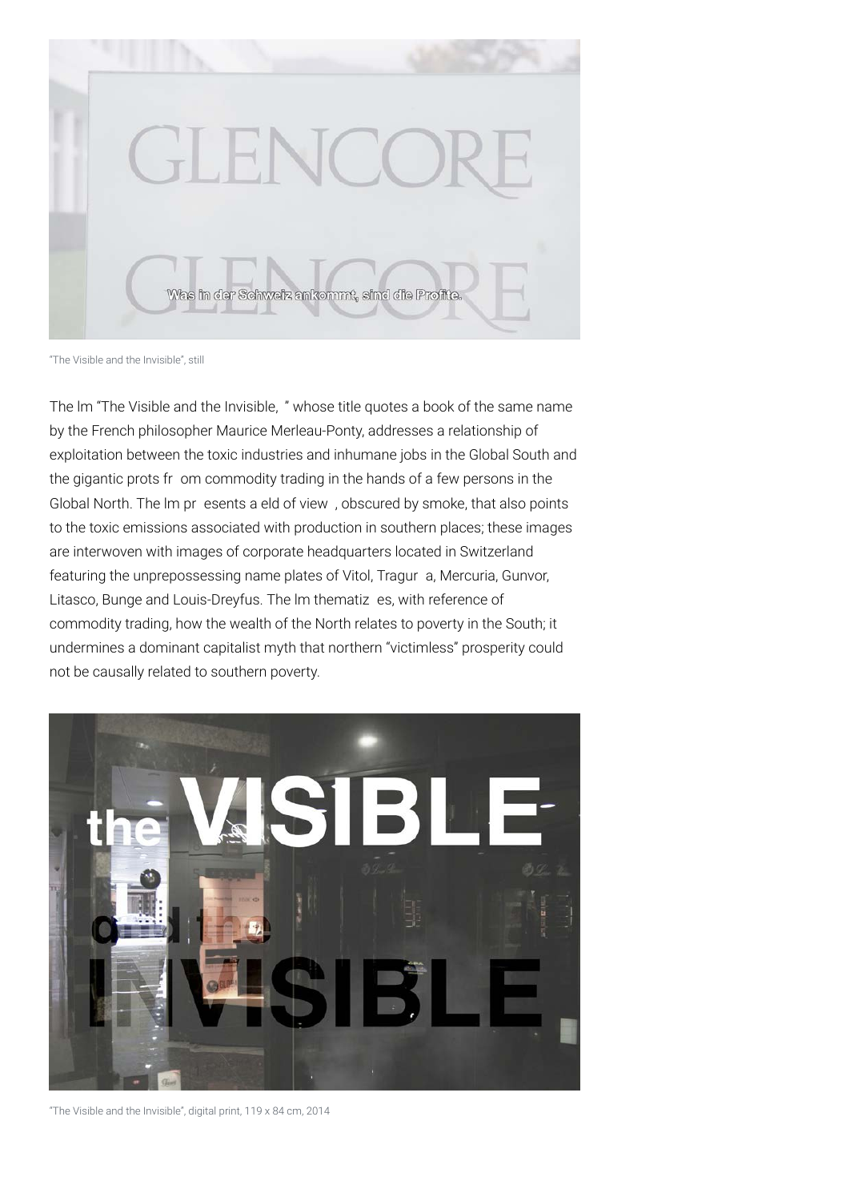"The Visible and the Invisible", still

The lm "The Visible and the Invisible, " whose title quotes a book of the same name by the French philosopher Maurice Merleau-Ponty, addresses a relationship of exploitation between the toxic industries and inhumane jobs in the Global South and the gigantic prots fr om commodity trading in the hands of a few persons in the Global North. The lm pr esents a eld of view , obscured by smoke, that also points to the toxic emissions associated with production in southern places; these images are interwoven with images of corporate headquarters located in Switzerland featuring the unprepossessing name plates of Vitol, Tragur a, Mercuria, Gunvor, Litasco, Bunge and Louis-Dreyfus. The lm thematiz es, with reference of commodity trading, how the wealth of the North relates to poverty in the South; it undermines a dominant capitalist myth that northern "victimless" prosperity could not be causally related to southern poverty.

"The Visible and the Invisible", digital print, 119 x 84 cm, 2014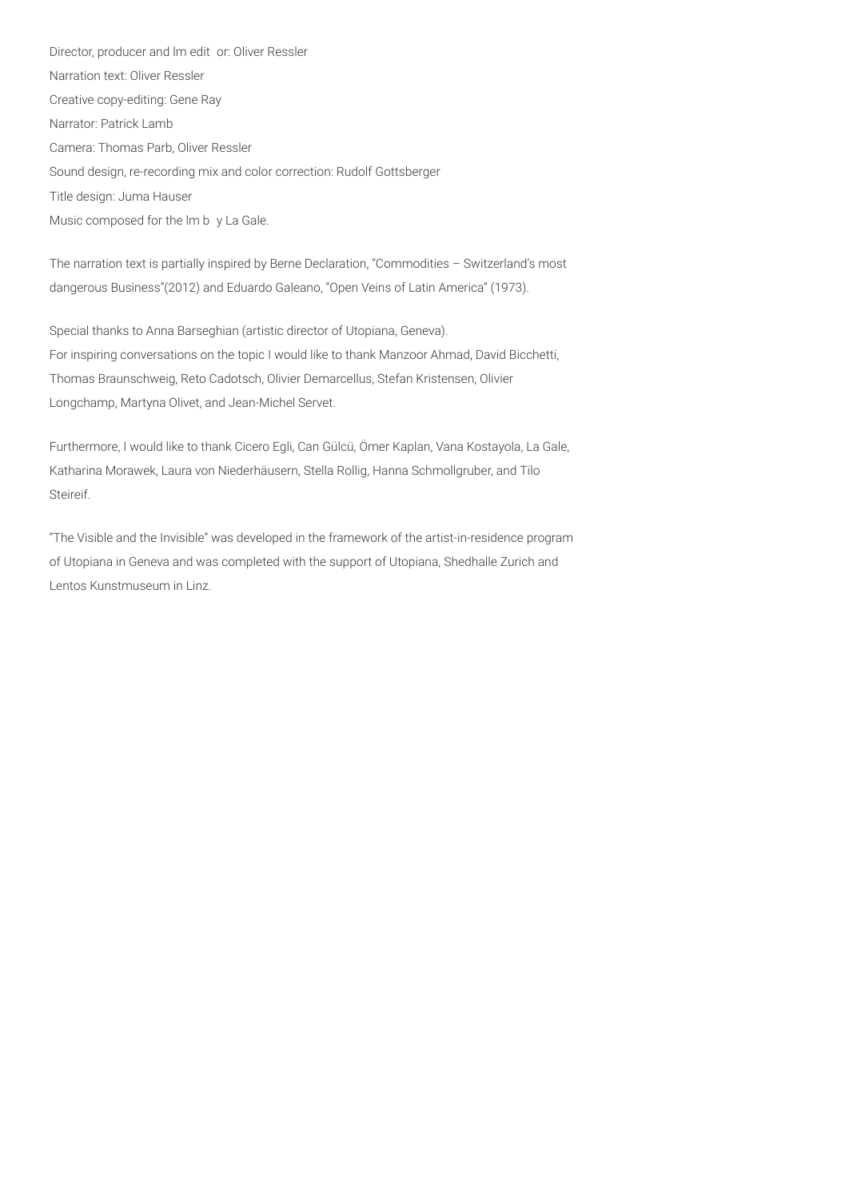Director, producer and lm edit or: Oliver Ressler
Narration text: Oliver Ressler
Creative copy-editing: Gene Ray
Narrator: Patrick Lamb
Camera: Thomas Parb, Oliver Ressler
Sound design, re-recording mix and color correction: Rudolf Gottsberger
Title design: Juma Hauser
Music composed for the lm b y La Gale.

The narration text is partially inspired by Berne Declaration, "Commodities – Switzerland's most dangerous Business"(2012) and Eduardo Galeano, "Open Veins of Latin America" (1973).

Special thanks to Anna Barseghian (artistic director of Utopiana, Geneva).
For inspiring conversations on the topic I would like to thank Manzoor Ahmad, David Bicchetti, Thomas Braunschweig, Reto Cadotsch, Olivier Demarcellus, Stefan Kristensen, Olivier Longchamp, Martyna Olivet, and Jean-Michel Servet.

Furthermore, I would like to thank Cicero Egli, Can Gülcü, Ömer Kaplan, Vana Kostayola, La Gale, Katharina Morawek, Laura von Niederhäusern, Stella Rollig, Hanna Schmollgruber, and Tilo Steireif.

"The Visible and the Invisible" was developed in the framework of the artist-in-residence program of Utopiana in Geneva and was completed with the support of Utopiana, Shedhalle Zurich and Lentos Kunstmuseum in Linz.